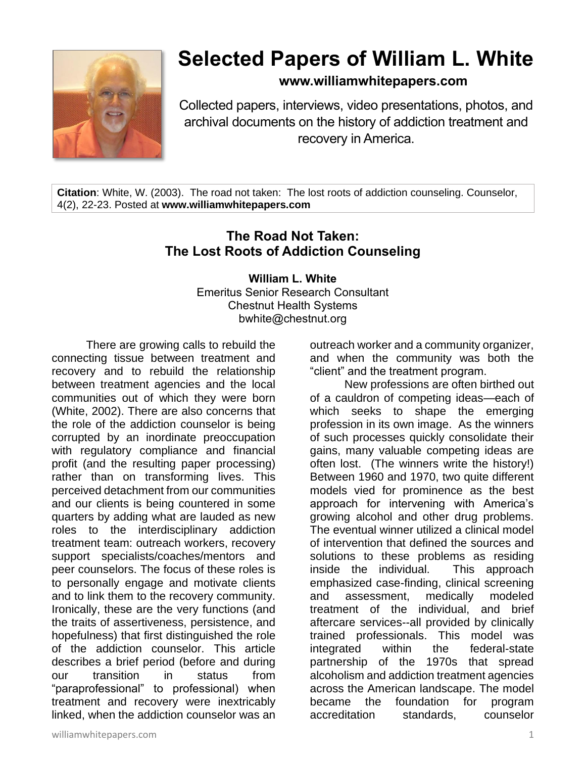# Selected Papers of William L. White

**www.williamwhitepapers.com**

Collected papers, interviews, video presentations, photos, and archival documents on the history of addiction treatment and recovery in America.

**Citation**: White, W. (2003). The road not taken: The lost roots of addiction counseling. Counselor, 4(2), 22-23. Posted at **www.williamwhitepapers.com**

## The Road Not Taken: The Lost Roots of Addiction Counseling

**William L. White**
Emeritus Senior Research Consultant
Chestnut Health Systems
bwhite@chestnut.org

There are growing calls to rebuild the connecting tissue between treatment and recovery and to rebuild the relationship between treatment agencies and the local communities out of which they were born (White, 2002). There are also concerns that the role of the addiction counselor is being corrupted by an inordinate preoccupation with regulatory compliance and financial profit (and the resulting paper processing) rather than on transforming lives. This perceived detachment from our communities and our clients is being countered in some quarters by adding what are lauded as new roles to the interdisciplinary addiction treatment team: outreach workers, recovery support specialists/coaches/mentors and peer counselors. The focus of these roles is to personally engage and motivate clients and to link them to the recovery community. Ironically, these are the very functions (and the traits of assertiveness, persistence, and hopefulness) that first distinguished the role of the addiction counselor. This article describes a brief period (before and during our transition in status from "paraprofessional" to professional) when treatment and recovery were inextricably linked, when the addiction counselor was an outreach worker and a community organizer, and when the community was both the "client" and the treatment program.

New professions are often birthed out of a cauldron of competing ideas—each of which seeks to shape the emerging profession in its own image. As the winners of such processes quickly consolidate their gains, many valuable competing ideas are often lost. (The winners write the history!) Between 1960 and 1970, two quite different models vied for prominence as the best approach for intervening with America's growing alcohol and other drug problems. The eventual winner utilized a clinical model of intervention that defined the sources and solutions to these problems as residing inside the individual. This approach emphasized case-finding, clinical screening and assessment, medically modeled treatment of the individual, and brief aftercare services--all provided by clinically trained professionals. This model was integrated within the federal-state partnership of the 1970s that spread alcoholism and addiction treatment agencies across the American landscape. The model became the foundation for program accreditation standards, counselor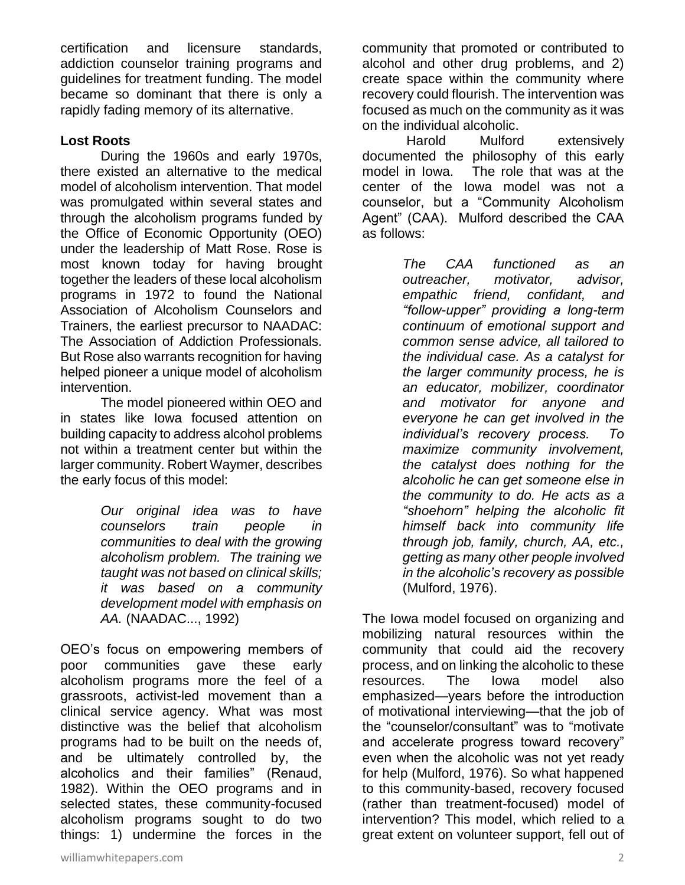certification and licensure standards, addiction counselor training programs and guidelines for treatment funding. The model became so dominant that there is only a rapidly fading memory of its alternative.

**Lost Roots**

During the 1960s and early 1970s, there existed an alternative to the medical model of alcoholism intervention. That model was promulgated within several states and through the alcoholism programs funded by the Office of Economic Opportunity (OEO) under the leadership of Matt Rose. Rose is most known today for having brought together the leaders of these local alcoholism programs in 1972 to found the National Association of Alcoholism Counselors and Trainers, the earliest precursor to NAADAC: The Association of Addiction Professionals. But Rose also warrants recognition for having helped pioneer a unique model of alcoholism intervention.

The model pioneered within OEO and in states like Iowa focused attention on building capacity to address alcohol problems not within a treatment center but within the larger community. Robert Waymer, describes the early focus of this model:

> *Our original idea was to have counselors train people in communities to deal with the growing alcoholism problem. The training we taught was not based on clinical skills; it was based on a community development model with emphasis on AA.* (NAADAC..., 1992)

OEO's focus on empowering members of poor communities gave these early alcoholism programs more the feel of a grassroots, activist-led movement than a clinical service agency. What was most distinctive was the belief that alcoholism programs had to be built on the needs of, and be ultimately controlled by, the alcoholics and their families" (Renaud, 1982). Within the OEO programs and in selected states, these community-focused alcoholism programs sought to do two things: 1) undermine the forces in the community that promoted or contributed to alcohol and other drug problems, and 2) create space within the community where recovery could flourish. The intervention was focused as much on the community as it was on the individual alcoholic.

Harold Mulford extensively documented the philosophy of this early model in Iowa. The role that was at the center of the Iowa model was not a counselor, but a "Community Alcoholism Agent" (CAA). Mulford described the CAA as follows:

> *The CAA functioned as an outreacher, motivator, advisor, empathic friend, confidant, and "follow-upper" providing a long-term continuum of emotional support and common sense advice, all tailored to the individual case. As a catalyst for the larger community process, he is an educator, mobilizer, coordinator and motivator for anyone and everyone he can get involved in the individual's recovery process. To maximize community involvement, the catalyst does nothing for the alcoholic he can get someone else in the community to do. He acts as a "shoehorn" helping the alcoholic fit himself back into community life through job, family, church, AA, etc., getting as many other people involved in the alcoholic's recovery as possible* (Mulford, 1976).

The Iowa model focused on organizing and mobilizing natural resources within the community that could aid the recovery process, and on linking the alcoholic to these resources. The Iowa model also emphasized—years before the introduction of motivational interviewing—that the job of the "counselor/consultant" was to "motivate and accelerate progress toward recovery" even when the alcoholic was not yet ready for help (Mulford, 1976). So what happened to this community-based, recovery focused (rather than treatment-focused) model of intervention? This model, which relied to a great extent on volunteer support, fell out of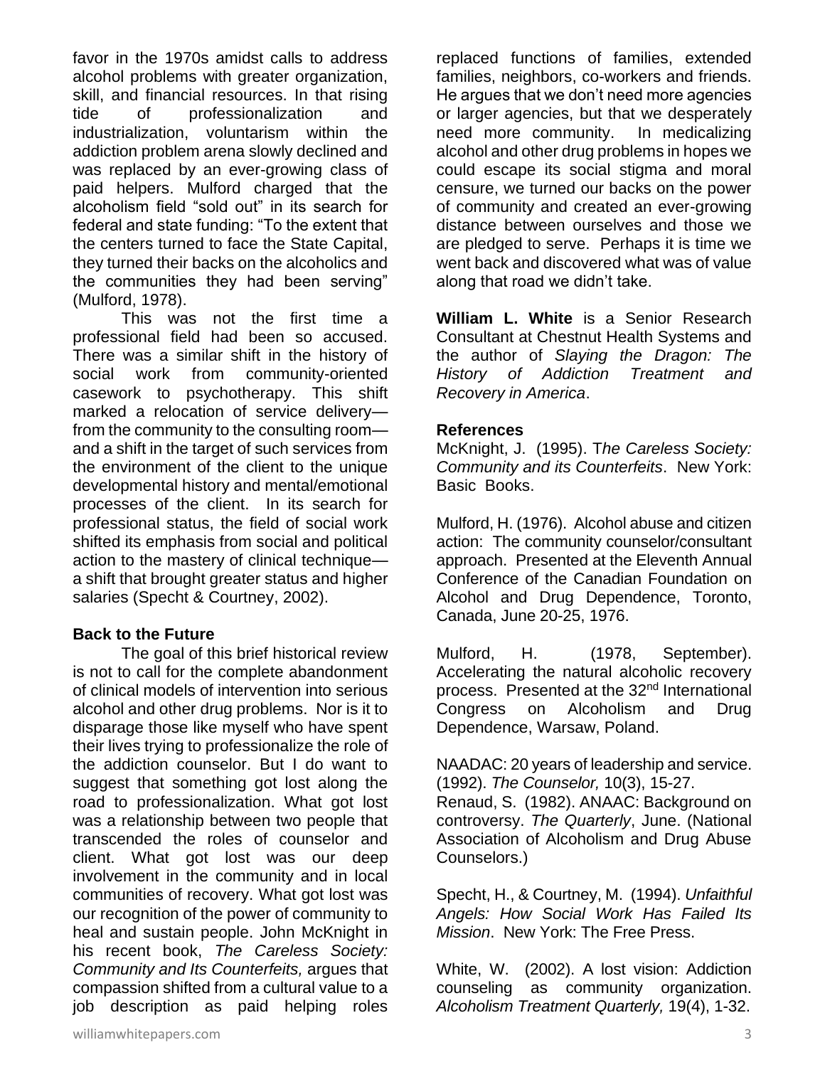favor in the 1970s amidst calls to address alcohol problems with greater organization, skill, and financial resources. In that rising tide of professionalization and industrialization, voluntarism within the addiction problem arena slowly declined and was replaced by an ever-growing class of paid helpers. Mulford charged that the alcoholism field "sold out" in its search for federal and state funding: "To the extent that the centers turned to face the State Capital, they turned their backs on the alcoholics and the communities they had been serving" (Mulford, 1978).

This was not the first time a professional field had been so accused. There was a similar shift in the history of social work from community-oriented casework to psychotherapy. This shift marked a relocation of service delivery—from the community to the consulting room—and a shift in the target of such services from the environment of the client to the unique developmental history and mental/emotional processes of the client. In its search for professional status, the field of social work shifted its emphasis from social and political action to the mastery of clinical technique—a shift that brought greater status and higher salaries (Specht & Courtney, 2002).

### Back to the Future

The goal of this brief historical review is not to call for the complete abandonment of clinical models of intervention into serious alcohol and other drug problems. Nor is it to disparage those like myself who have spent their lives trying to professionalize the role of the addiction counselor. But I do want to suggest that something got lost along the road to professionalization. What got lost was a relationship between two people that transcended the roles of counselor and client. What got lost was our deep involvement in the community and in local communities of recovery. What got lost was our recognition of the power of community to heal and sustain people. John McKnight in his recent book, *The Careless Society: Community and Its Counterfeits,* argues that compassion shifted from a cultural value to a job description as paid helping roles replaced functions of families, extended families, neighbors, co-workers and friends. He argues that we don't need more agencies or larger agencies, but that we desperately need more community. In medicalizing alcohol and other drug problems in hopes we could escape its social stigma and moral censure, we turned our backs on the power of community and created an ever-growing distance between ourselves and those we are pledged to serve. Perhaps it is time we went back and discovered what was of value along that road we didn't take.

**William L. White** is a Senior Research Consultant at Chestnut Health Systems and the author of *Slaying the Dragon: The History of Addiction Treatment and Recovery in America*.

### References

McKnight, J. (1995). T*he Careless Society: Community and its Counterfeits*. New York: Basic Books.

Mulford, H. (1976). Alcohol abuse and citizen action: The community counselor/consultant approach. Presented at the Eleventh Annual Conference of the Canadian Foundation on Alcohol and Drug Dependence, Toronto, Canada, June 20-25, 1976.

Mulford, H. (1978, September). Accelerating the natural alcoholic recovery process. Presented at the 32nd International Congress on Alcoholism and Drug Dependence, Warsaw, Poland.

NAADAC: 20 years of leadership and service. (1992). *The Counselor,* 10(3), 15-27.

Renaud, S. (1982). ANAAC: Background on controversy. *The Quarterly*, June. (National Association of Alcoholism and Drug Abuse Counselors.)

Specht, H., & Courtney, M. (1994). *Unfaithful Angels: How Social Work Has Failed Its Mission*. New York: The Free Press.

White, W. (2002). A lost vision: Addiction counseling as community organization. *Alcoholism Treatment Quarterly,* 19(4), 1-32.